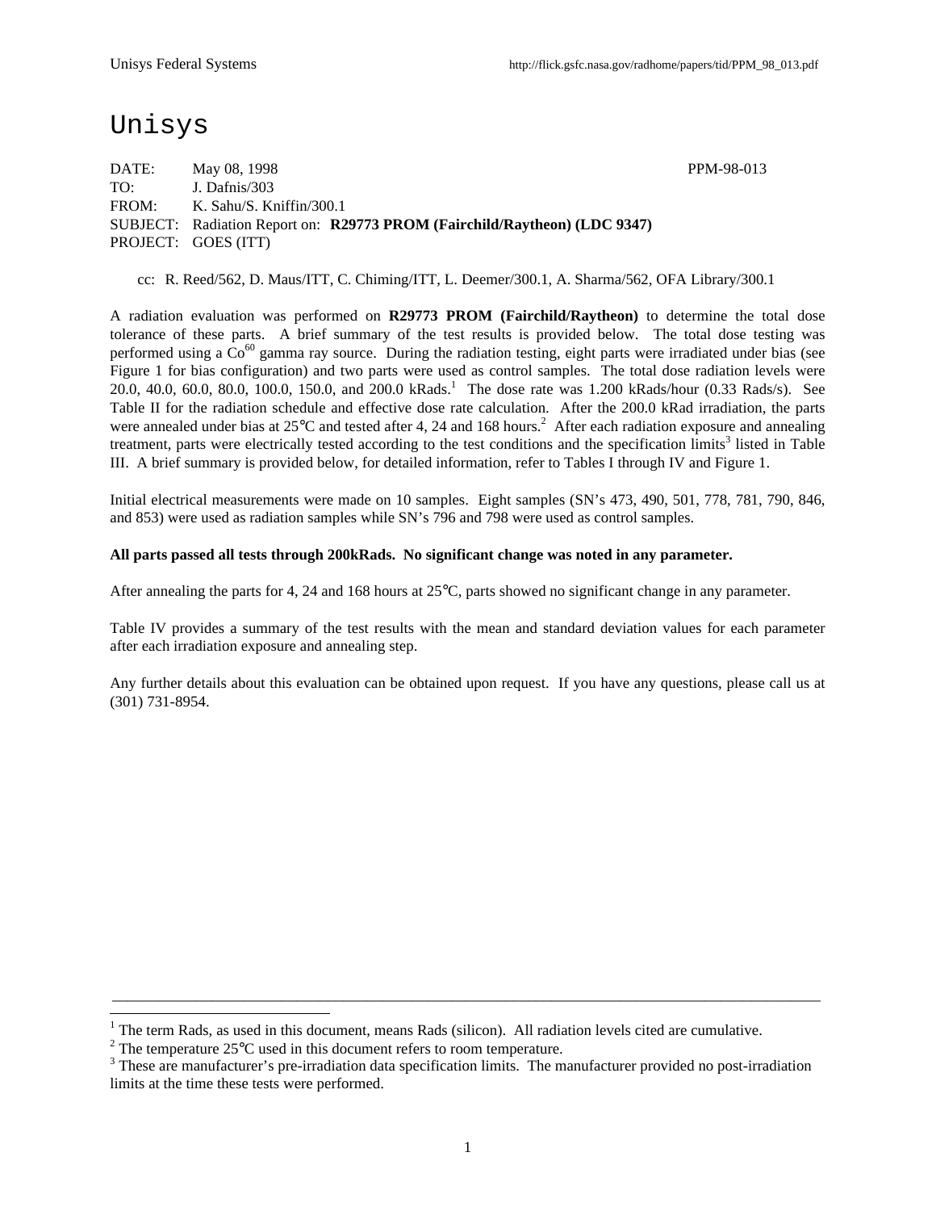# Unisys

DATE: May 08, 1998 PPM-98-013
TO: J. Dafnis/303
FROM: K. Sahu/S. Kniffin/300.1
SUBJECT: Radiation Report on: **R29773 PROM (Fairchild/Raytheon) (LDC 9347)**
PROJECT: GOES (ITT)

cc: R. Reed/562, D. Maus/ITT, C. Chiming/ITT, L. Deemer/300.1, A. Sharma/562, OFA Library/300.1

A radiation evaluation was performed on **R29773 PROM (Fairchild/Raytheon)** to determine the total dose tolerance of these parts. A brief summary of the test results is provided below. The total dose testing was performed using a $Co^{60}$ gamma ray source. During the radiation testing, eight parts were irradiated under bias (see Figure 1 for bias configuration) and two parts were used as control samples. The total dose radiation levels were 20.0, 40.0, 60.0, 80.0, 100.0, 150.0, and 200.0 kRads.[1] The dose rate was 1.200 kRads/hour (0.33 Rads/s). See Table II for the radiation schedule and effective dose rate calculation. After the 200.0 kRad irradiation, the parts were annealed under bias at 25°C and tested after 4, 24 and 168 hours.[2] After each radiation exposure and annealing treatment, parts were electrically tested according to the test conditions and the specification limits[3] listed in Table III. A brief summary is provided below, for detailed information, refer to Tables I through IV and Figure 1.

Initial electrical measurements were made on 10 samples. Eight samples (SN's 473, 490, 501, 778, 781, 790, 846, and 853) were used as radiation samples while SN's 796 and 798 were used as control samples.

**All parts passed all tests through 200kRads. No significant change was noted in any parameter.**

After annealing the parts for 4, 24 and 168 hours at 25°C, parts showed no significant change in any parameter.

Table IV provides a summary of the test results with the mean and standard deviation values for each parameter after each irradiation exposure and annealing step.

Any further details about this evaluation can be obtained upon request. If you have any questions, please call us at (301) 731-8954.

---

[1] The term Rads, as used in this document, means Rads (silicon). All radiation levels cited are cumulative.

[2] The temperature 25°C used in this document refers to room temperature.

[3] These are manufacturer's pre-irradiation data specification limits. The manufacturer provided no post-irradiation limits at the time these tests were performed.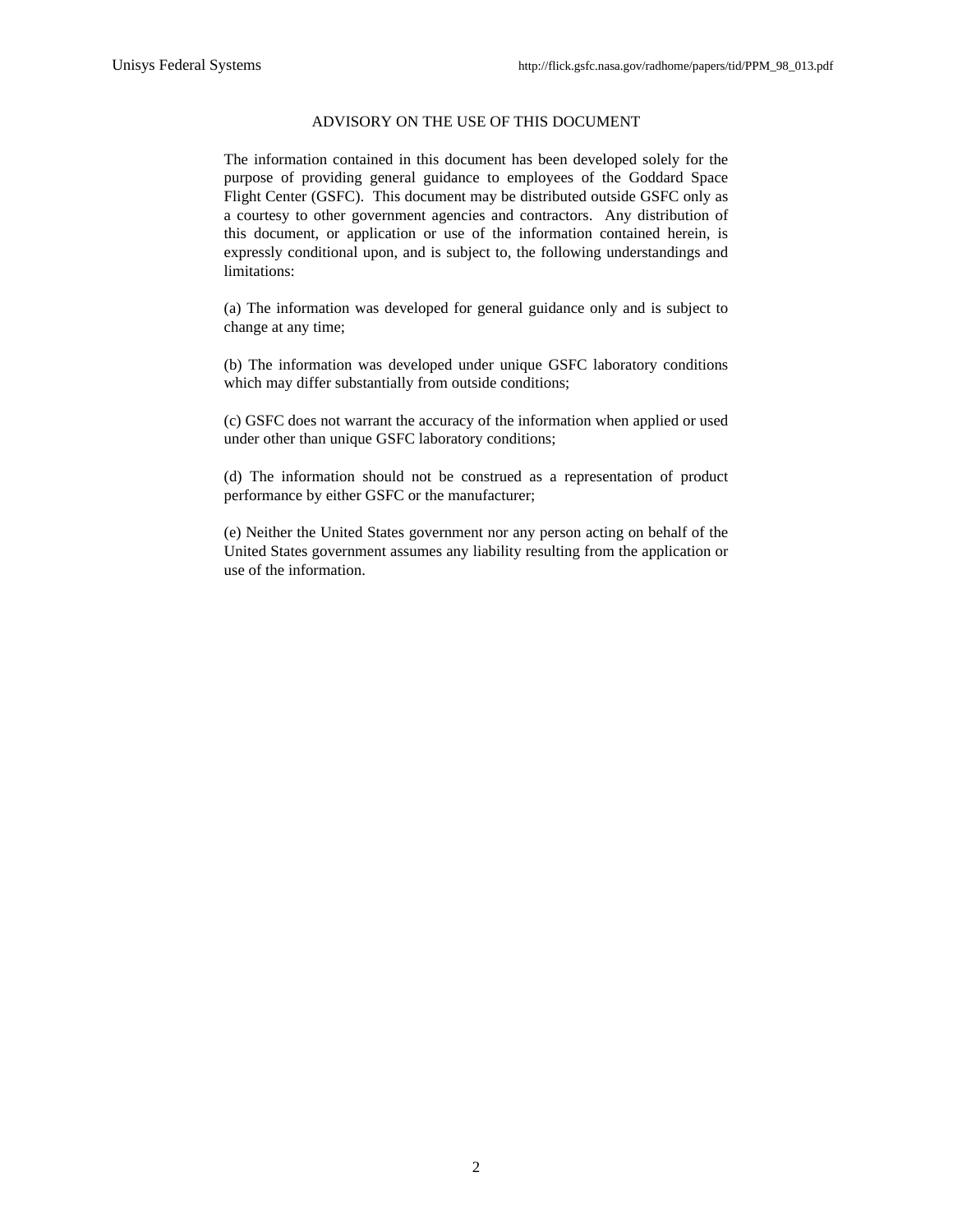## ADVISORY ON THE USE OF THIS DOCUMENT

The information contained in this document has been developed solely for the purpose of providing general guidance to employees of the Goddard Space Flight Center (GSFC). This document may be distributed outside GSFC only as a courtesy to other government agencies and contractors. Any distribution of this document, or application or use of the information contained herein, is expressly conditional upon, and is subject to, the following understandings and limitations:

(a) The information was developed for general guidance only and is subject to change at any time;

(b) The information was developed under unique GSFC laboratory conditions which may differ substantially from outside conditions;

(c) GSFC does not warrant the accuracy of the information when applied or used under other than unique GSFC laboratory conditions;

(d) The information should not be construed as a representation of product performance by either GSFC or the manufacturer;

(e) Neither the United States government nor any person acting on behalf of the United States government assumes any liability resulting from the application or use of the information.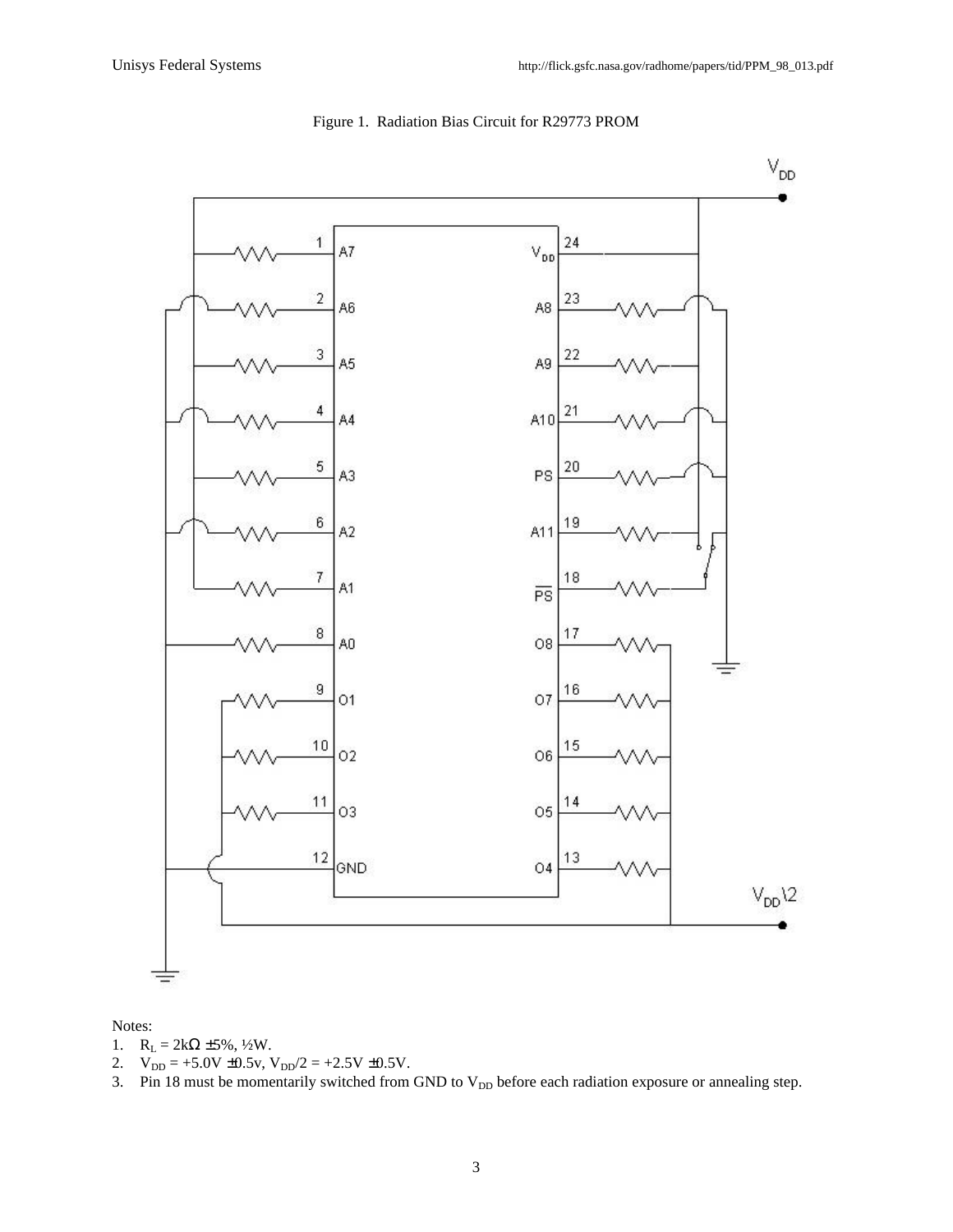Figure 1. Radiation Bias Circuit for R29773 PROM

Notes:

1. $R_L$ = 2kΩ ±5%, ½W.
2. $V_{DD}$ = +5.0V ±0.5v, $V_{DD}/2$ = +2.5V ±0.5V.
3. Pin 18 must be momentarily switched from GND to $V_{DD}$ before each radiation exposure or annealing step.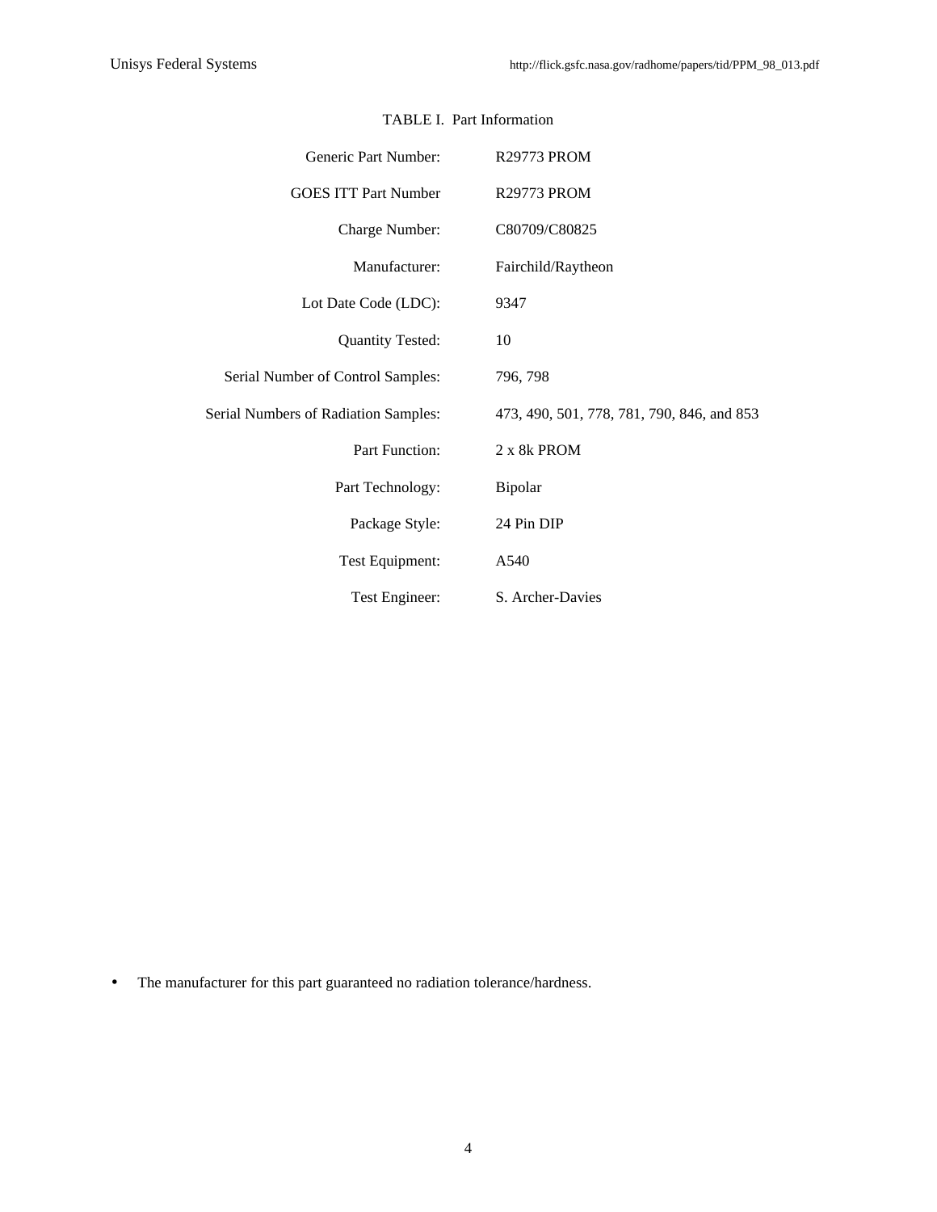TABLE I. Part Information

| | |
|---|---|
| Generic Part Number: | R29773 PROM |
| GOES ITT Part Number | R29773 PROM |
| Charge Number: | C80709/C80825 |
| Manufacturer: | Fairchild/Raytheon |
| Lot Date Code (LDC): | 9347 |
| Quantity Tested: | 10 |
| Serial Number of Control Samples: | 796, 798 |
| Serial Numbers of Radiation Samples: | 473, 490, 501, 778, 781, 790, 846, and 853 |
| Part Function: | 2 x 8k PROM |
| Part Technology: | Bipolar |
| Package Style: | 24 Pin DIP |
| Test Equipment: | A540 |
| Test Engineer: | S. Archer-Davies |

- The manufacturer for this part guaranteed no radiation tolerance/hardness.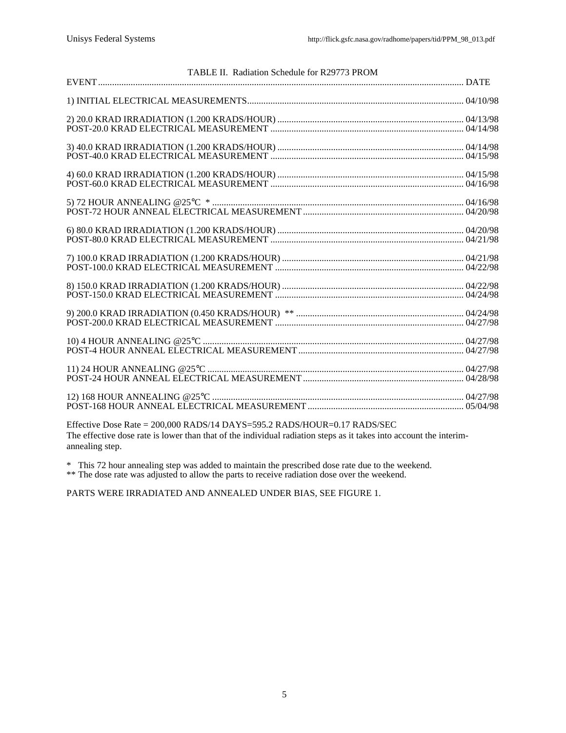TABLE II. Radiation Schedule for R29773 PROM

| EVENT | DATE |
|---|---|
| 1) INITIAL ELECTRICAL MEASUREMENTS | 04/10/98 |
| 2) 20.0 KRAD IRRADIATION (1.200 KRADS/HOUR) | 04/13/98 |
| POST-20.0 KRAD ELECTRICAL MEASUREMENT | 04/14/98 |
| 3) 40.0 KRAD IRRADIATION (1.200 KRADS/HOUR) | 04/14/98 |
| POST-40.0 KRAD ELECTRICAL MEASUREMENT | 04/15/98 |
| 4) 60.0 KRAD IRRADIATION (1.200 KRADS/HOUR) | 04/15/98 |
| POST-60.0 KRAD ELECTRICAL MEASUREMENT | 04/16/98 |
| 5) 72 HOUR ANNEALING @25°C * | 04/16/98 |
| POST-72 HOUR ANNEAL ELECTRICAL MEASUREMENT | 04/20/98 |
| 6) 80.0 KRAD IRRADIATION (1.200 KRADS/HOUR) | 04/20/98 |
| POST-80.0 KRAD ELECTRICAL MEASUREMENT | 04/21/98 |
| 7) 100.0 KRAD IRRADIATION (1.200 KRADS/HOUR) | 04/21/98 |
| POST-100.0 KRAD ELECTRICAL MEASUREMENT | 04/22/98 |
| 8) 150.0 KRAD IRRADIATION (1.200 KRADS/HOUR) | 04/22/98 |
| POST-150.0 KRAD ELECTRICAL MEASUREMENT | 04/24/98 |
| 9) 200.0 KRAD IRRADIATION (0.450 KRADS/HOUR) ** | 04/24/98 |
| POST-200.0 KRAD ELECTRICAL MEASUREMENT | 04/27/98 |
| 10) 4 HOUR ANNEALING @25°C | 04/27/98 |
| POST-4 HOUR ANNEAL ELECTRICAL MEASUREMENT | 04/27/98 |
| 11) 24 HOUR ANNEALING @25°C | 04/27/98 |
| POST-24 HOUR ANNEAL ELECTRICAL MEASUREMENT | 04/28/98 |
| 12) 168 HOUR ANNEALING @25°C | 04/27/98 |
| POST-168 HOUR ANNEAL ELECTRICAL MEASUREMENT | 05/04/98 |

Effective Dose Rate = 200,000 RADS/14 DAYS=595.2 RADS/HOUR=0.17 RADS/SEC
The effective dose rate is lower than that of the individual radiation steps as it takes into account the interim-annealing step.

* This 72 hour annealing step was added to maintain the prescribed dose rate due to the weekend.
** The dose rate was adjusted to allow the parts to receive radiation dose over the weekend.

PARTS WERE IRRADIATED AND ANNEALED UNDER BIAS, SEE FIGURE 1.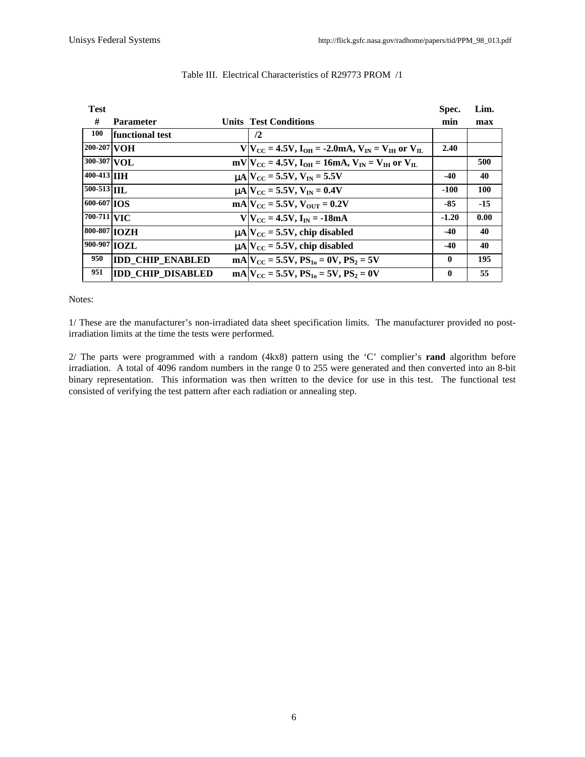Table III. Electrical Characteristics of R29773 PROM /1

| Test # | Parameter | Units | Test Conditions | Spec. min | Lim. max |
|---|---|---|---|---|---|
| 100 | functional test | | /2 | | |
| 200-207 | VOH | V | $V_{CC}$ = 4.5V, $I_{OH}$ = -2.0mA, $V_{IN}$ = $V_{IH}$ or $V_{IL}$ | 2.40 | |
| 300-307 | VOL | mV | $V_{CC}$ = 4.5V, $I_{OH}$ = 16mA, $V_{IN}$ = $V_{IH}$ or $V_{IL}$ | | 500 |
| 400-413 | IIH | μA | $V_{CC}$ = 5.5V, $V_{IN}$ = 5.5V | -40 | 40 |
| 500-513 | IIL | μA | $V_{CC}$ = 5.5V, $V_{IN}$ = 0.4V | -100 | 100 |
| 600-607 | IOS | mA | $V_{CC}$ = 5.5V, $V_{OUT}$ = 0.2V | -85 | -15 |
| 700-711 | VIC | V | $V_{CC}$ = 4.5V, $I_{IN}$ = -18mA | -1.20 | 0.00 |
| 800-807 | IOZH | μA | $V_{CC}$ = 5.5V, chip disabled | -40 | 40 |
| 900-907 | IOZL | μA | $V_{CC}$ = 5.5V, chip disabled | -40 | 40 |
| 950 | IDD_CHIP_ENABLED | mA | $V_{CC}$ = 5.5V, $PS_{1o}$ = 0V, $PS_2$ = 5V | 0 | 195 |
| 951 | IDD_CHIP_DISABLED | mA | $V_{CC}$ = 5.5V, $PS_{1o}$ = 5V, $PS_2$ = 0V | 0 | 55 |

Notes:

1/ These are the manufacturer's non-irradiated data sheet specification limits. The manufacturer provided no post-irradiation limits at the time the tests were performed.

2/ The parts were programmed with a random (4kx8) pattern using the 'C' complier's **rand** algorithm before irradiation. A total of 4096 random numbers in the range 0 to 255 were generated and then converted into an 8-bit binary representation. This information was then written to the device for use in this test. The functional test consisted of verifying the test pattern after each radiation or annealing step.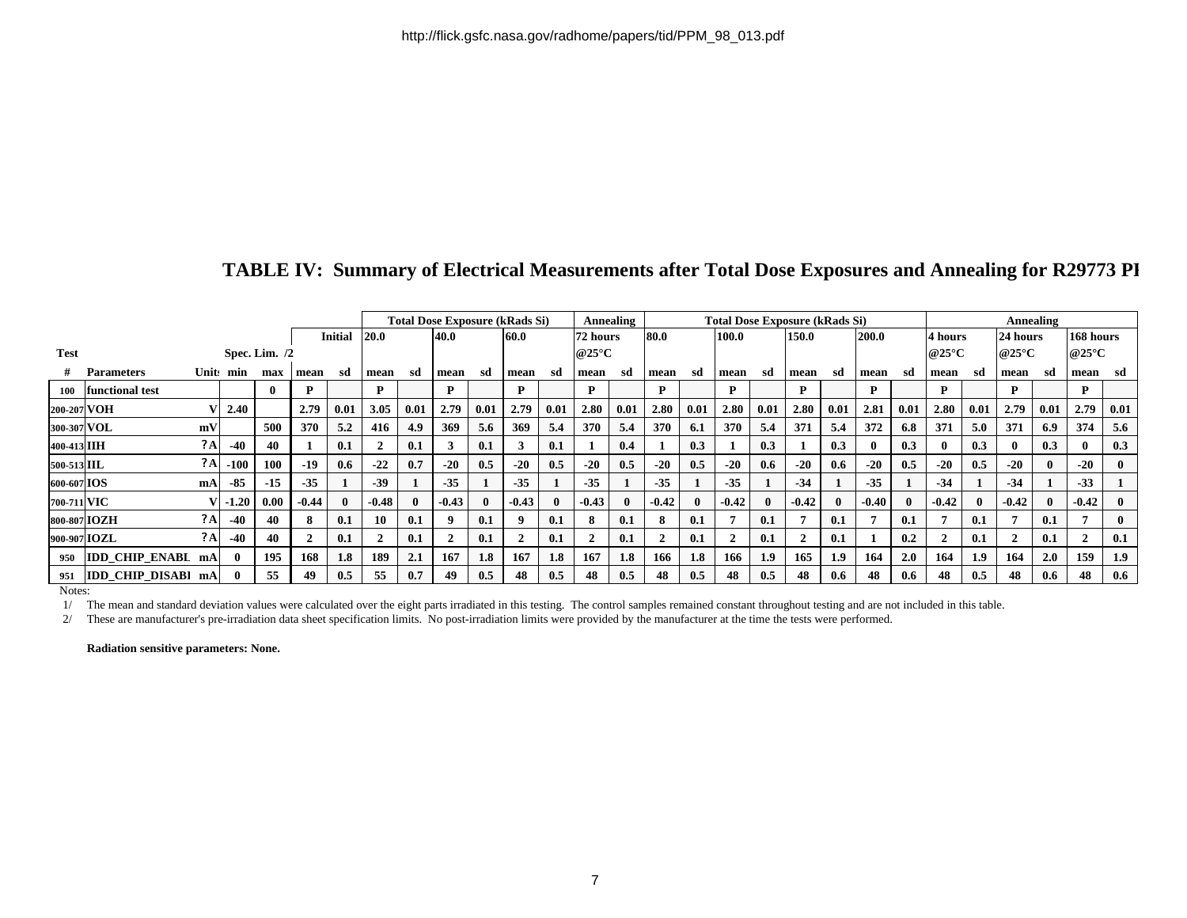## TABLE IV: Summary of Electrical Measurements after Total Dose Exposures and Annealing for R29773 PI

| | | | | | | | Total Dose Exposure (kRads Si) | | | | | | Annealing | | Total Dose Exposure (kRads Si) | | | | | | | | Annealing | | | | | |
|---|---|---|---|---|---|---|---|---|---|---|---|---|---|---|---|---|---|---|---|---|---|---|---|---|---|---|---|---|
| | | | | | Initial | | 20.0 | | 40.0 | | 60.0 | | 72 hours @25°C | | 80.0 | | 100.0 | | 150.0 | | 200.0 | | 4 hours @25°C | | 24 hours @25°C | | 168 hours @25°C | |
| Test | | | Spec. Lim. /2 | | | | | | | | | | | | | | | | | | | | | | | | | |
| # | Parameters | Units | min | max | mean | sd | mean | sd | mean | sd | mean | sd | mean | sd | mean | sd | mean | sd | mean | sd | mean | sd | mean | sd | mean | sd | mean | sd |
| 100 | functional test | | | 0 | P | | P | | P | | P | | P | | P | | P | | P | | P | | P | | P | | P | |
| 200-207 | VOH | V | 2.40 | | 2.79 | 0.01 | 3.05 | 0.01 | 2.79 | 0.01 | 2.79 | 0.01 | 2.80 | 0.01 | 2.80 | 0.01 | 2.80 | 0.01 | 2.80 | 0.01 | 2.81 | 0.01 | 2.80 | 0.01 | 2.79 | 0.01 | 2.79 | 0.01 |
| 300-307 | VOL | mV | | 500 | 370 | 5.2 | 416 | 4.9 | 369 | 5.6 | 369 | 5.4 | 370 | 5.4 | 370 | 6.1 | 370 | 5.4 | 371 | 5.4 | 372 | 6.8 | 371 | 5.0 | 371 | 6.9 | 374 | 5.6 |
| 400-413 | IIH | ?A | -40 | 40 | 1 | 0.1 | 2 | 0.1 | 3 | 0.1 | 3 | 0.1 | 1 | 0.4 | 1 | 0.3 | 1 | 0.3 | 1 | 0.3 | 0 | 0.3 | 0 | 0.3 | 0 | 0.3 | 0 | 0.3 |
| 500-513 | IIL | ?A | -100 | 100 | -19 | 0.6 | -22 | 0.7 | -20 | 0.5 | -20 | 0.5 | -20 | 0.5 | -20 | 0.5 | -20 | 0.6 | -20 | 0.6 | -20 | 0.5 | -20 | 0.5 | -20 | 0 | -20 | 0 |
| 600-607 | IOS | mA | -85 | -15 | -35 | 1 | -39 | 1 | -35 | 1 | -35 | 1 | -35 | 1 | -35 | 1 | -35 | 1 | -34 | 1 | -35 | 1 | -34 | 1 | -34 | 1 | -33 | 1 |
| 700-711 | VIC | V | -1.20 | 0.00 | -0.44 | 0 | -0.48 | 0 | -0.43 | 0 | -0.43 | 0 | -0.43 | 0 | -0.42 | 0 | -0.42 | 0 | -0.42 | 0 | -0.40 | 0 | -0.42 | 0 | -0.42 | 0 | -0.42 | 0 |
| 800-807 | IOZH | ?A | -40 | 40 | 8 | 0.1 | 10 | 0.1 | 9 | 0.1 | 9 | 0.1 | 8 | 0.1 | 8 | 0.1 | 7 | 0.1 | 7 | 0.1 | 7 | 0.1 | 7 | 0.1 | 7 | 0.1 | 7 | 0 |
| 900-907 | IOZL | ?A | -40 | 40 | 2 | 0.1 | 2 | 0.1 | 2 | 0.1 | 2 | 0.1 | 2 | 0.1 | 2 | 0.1 | 2 | 0.1 | 2 | 0.1 | 1 | 0.2 | 2 | 0.1 | 2 | 0.1 | 2 | 0.1 |
| 950 | IDD_CHIP_ENABL | mA | 0 | 195 | 168 | 1.8 | 189 | 2.1 | 167 | 1.8 | 167 | 1.8 | 167 | 1.8 | 166 | 1.8 | 166 | 1.9 | 165 | 1.9 | 164 | 2.0 | 164 | 1.9 | 164 | 2.0 | 159 | 1.9 |
| 951 | IDD_CHIP_DISABl | mA | 0 | 55 | 49 | 0.5 | 55 | 0.7 | 49 | 0.5 | 48 | 0.5 | 48 | 0.5 | 48 | 0.5 | 48 | 0.5 | 48 | 0.6 | 48 | 0.6 | 48 | 0.5 | 48 | 0.6 | 48 | 0.6 |

Notes:

1/ The mean and standard deviation values were calculated over the eight parts irradiated in this testing. The control samples remained constant throughout testing and are not included in this table.

2/ These are manufacturer's pre-irradiation data sheet specification limits. No post-irradiation limits were provided by the manufacturer at the time the tests were performed.

**Radiation sensitive parameters: None.**